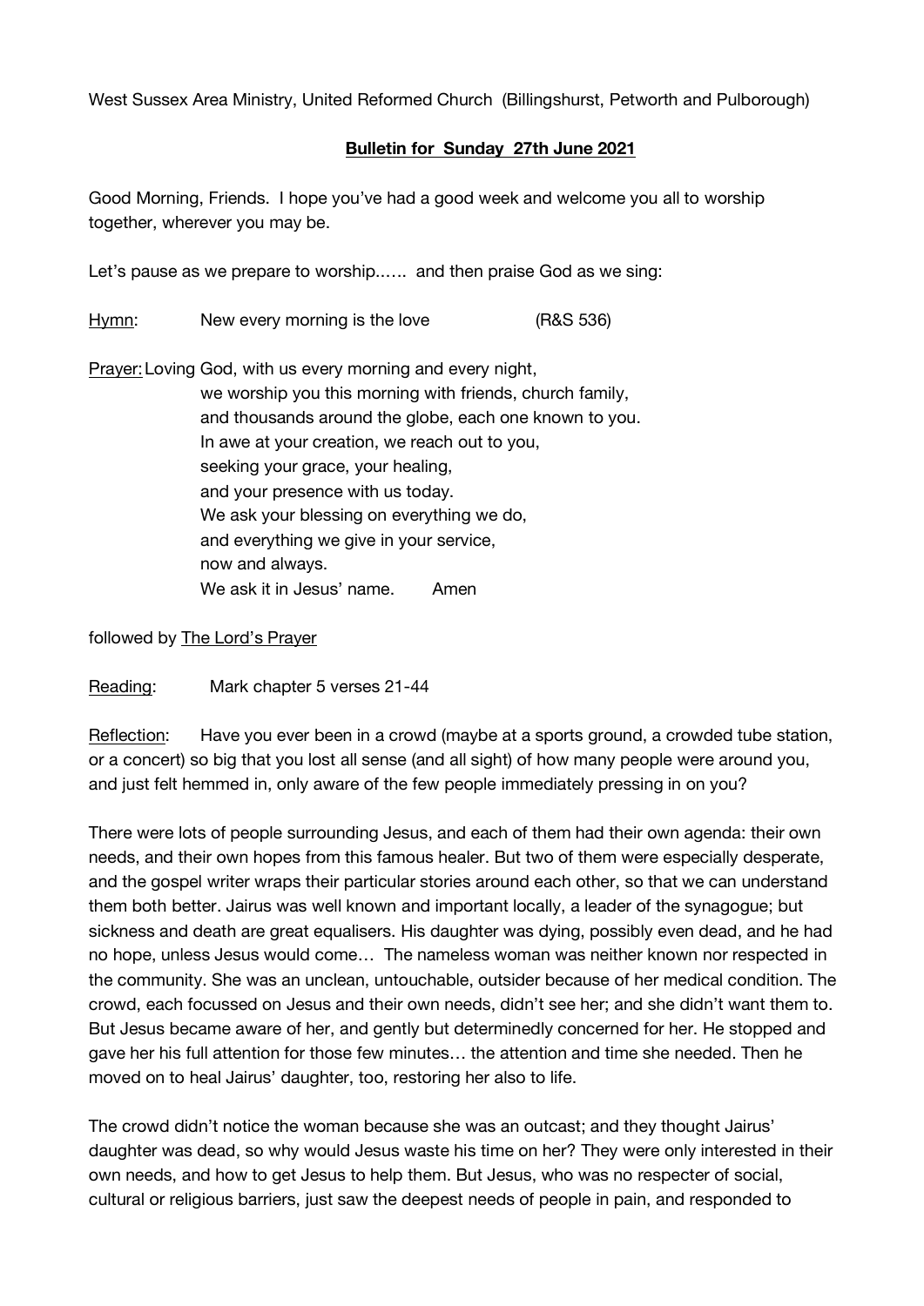West Sussex Area Ministry, United Reformed Church (Billingshurst, Petworth and Pulborough)

**Bulletin for Sunday 27th June 2021**

Good Morning, Friends. I hope you've had a good week and welcome you all to worship together, wherever you may be.

Let's pause as we prepare to worship…… and then praise God as we sing:

Hymn: New every morning is the love (R&S 536)

Prayer: Loving God, with us every morning and every night,
we worship you this morning with friends, church family,
and thousands around the globe, each one known to you.
In awe at your creation, we reach out to you,
seeking your grace, your healing,
and your presence with us today.
We ask your blessing on everything we do,
and everything we give in your service,
now and always.
We ask it in Jesus' name. Amen

followed by The Lord's Prayer

Reading: Mark chapter 5 verses 21-44

Reflection: Have you ever been in a crowd (maybe at a sports ground, a crowded tube station, or a concert) so big that you lost all sense (and all sight) of how many people were around you, and just felt hemmed in, only aware of the few people immediately pressing in on you?

There were lots of people surrounding Jesus, and each of them had their own agenda: their own needs, and their own hopes from this famous healer. But two of them were especially desperate, and the gospel writer wraps their particular stories around each other, so that we can understand them both better. Jairus was well known and important locally, a leader of the synagogue; but sickness and death are great equalisers. His daughter was dying, possibly even dead, and he had no hope, unless Jesus would come… The nameless woman was neither known nor respected in the community. She was an unclean, untouchable, outsider because of her medical condition. The crowd, each focussed on Jesus and their own needs, didn't see her; and she didn't want them to. But Jesus became aware of her, and gently but determinedly concerned for her. He stopped and gave her his full attention for those few minutes… the attention and time she needed. Then he moved on to heal Jairus' daughter, too, restoring her also to life.

The crowd didn't notice the woman because she was an outcast; and they thought Jairus' daughter was dead, so why would Jesus waste his time on her? They were only interested in their own needs, and how to get Jesus to help them. But Jesus, who was no respecter of social, cultural or religious barriers, just saw the deepest needs of people in pain, and responded to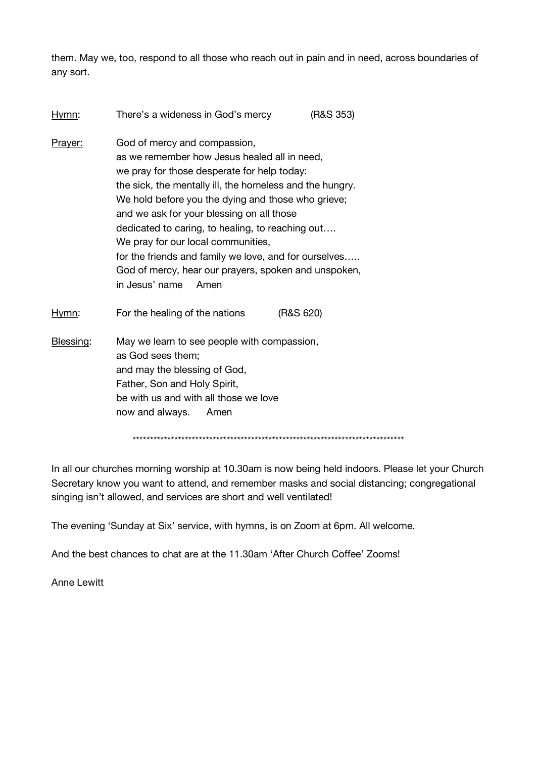them. May we, too, respond to all those who reach out in pain and in need, across boundaries of any sort.

<u>Hymn</u>: There's a wideness in God's mercy (R&S 353)

<u>Prayer:</u>

God of mercy and compassion,
as we remember how Jesus healed all in need,
we pray for those desperate for help today:
the sick, the mentally ill, the homeless and the hungry.
We hold before you the dying and those who grieve;
and we ask for your blessing on all those
dedicated to caring, to healing, to reaching out….
We pray for our local communities,
for the friends and family we love, and for ourselves…..
God of mercy, hear our prayers, spoken and unspoken,
in Jesus' name Amen

<u>Hymn</u>: For the healing of the nations (R&S 620)

<u>Blessing</u>:

May we learn to see people with compassion,
as God sees them;
and may the blessing of God,
Father, Son and Holy Spirit,
be with us and with all those we love
now and always. Amen

*******************************************************************************

In all our churches morning worship at 10.30am is now being held indoors. Please let your Church Secretary know you want to attend, and remember masks and social distancing; congregational singing isn't allowed, and services are short and well ventilated!

The evening 'Sunday at Six' service, with hymns, is on Zoom at 6pm. All welcome.

And the best chances to chat are at the 11.30am 'After Church Coffee' Zooms!

Anne Lewitt